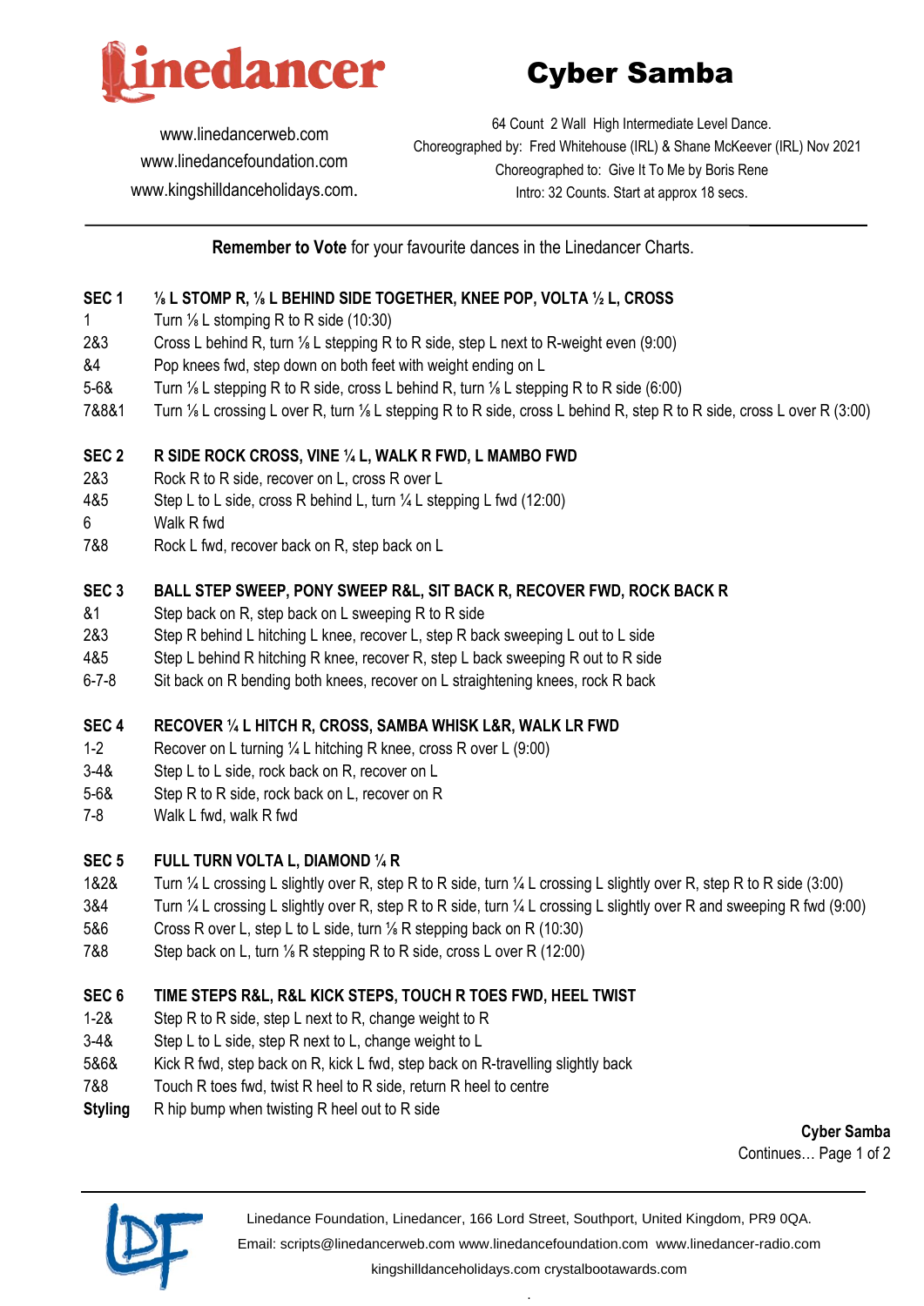# Cyber Samba

www.linedancerweb.com
www.linedancefoundation.com
www.kingshilldanceholidays.com.

64 Count 2 Wall High Intermediate Level Dance.
Choreographed by: Fred Whitehouse (IRL) & Shane McKeever (IRL) Nov 2021
Choreographed to: Give It To Me by Boris Rene
Intro: 32 Counts. Start at approx 18 secs.

**Remember to Vote** for your favourite dances in the Linedancer Charts.

| | |
|---|---|
| **SEC 1** | **⅛ L STOMP R, ⅛ L BEHIND SIDE TOGETHER, KNEE POP, VOLTA ½ L, CROSS** |
| 1 | Turn ⅛ L stomping R to R side (10:30) |
| 2&3 | Cross L behind R, turn ⅛ L stepping R to R side, step L next to R-weight even (9:00) |
| &4 | Pop knees fwd, step down on both feet with weight ending on L |
| 5-6& | Turn ⅛ L stepping R to R side, cross L behind R, turn ⅛ L stepping R to R side (6:00) |
| 7&8&1 | Turn ⅛ L crossing L over R, turn ⅛ L stepping R to R side, cross L behind R, step R to R side, cross L over R (3:00) |

| | |
|---|---|
| **SEC 2** | **R SIDE ROCK CROSS, VINE ¼ L, WALK R FWD, L MAMBO FWD** |
| 2&3 | Rock R to R side, recover on L, cross R over L |
| 4&5 | Step L to L side, cross R behind L, turn ¼ L stepping L fwd (12:00) |
| 6 | Walk R fwd |
| 7&8 | Rock L fwd, recover back on R, step back on L |

| | |
|---|---|
| **SEC 3** | **BALL STEP SWEEP, PONY SWEEP R&L, SIT BACK R, RECOVER FWD, ROCK BACK R** |
| &1 | Step back on R, step back on L sweeping R to R side |
| 2&3 | Step R behind L hitching L knee, recover L, step R back sweeping L out to L side |
| 4&5 | Step L behind R hitching R knee, recover R, step L back sweeping R out to R side |
| 6-7-8 | Sit back on R bending both knees, recover on L straightening knees, rock R back |

| | |
|---|---|
| **SEC 4** | **RECOVER ¼ L HITCH R, CROSS, SAMBA WHISK L&R, WALK LR FWD** |
| 1-2 | Recover on L turning ¼ L hitching R knee, cross R over L (9:00) |
| 3-4& | Step L to L side, rock back on R, recover on L |
| 5-6& | Step R to R side, rock back on L, recover on R |
| 7-8 | Walk L fwd, walk R fwd |

| | |
|---|---|
| **SEC 5** | **FULL TURN VOLTA L, DIAMOND ¼ R** |
| 1&2& | Turn ¼ L crossing L slightly over R, step R to R side, turn ¼ L crossing L slightly over R, step R to R side (3:00) |
| 3&4 | Turn ¼ L crossing L slightly over R, step R to R side, turn ¼ L crossing L slightly over R and sweeping R fwd (9:00) |
| 5&6 | Cross R over L, step L to L side, turn ⅛ R stepping back on R (10:30) |
| 7&8 | Step back on L, turn ⅛ R stepping R to R side, cross L over R (12:00) |

| | |
|---|---|
| **SEC 6** | **TIME STEPS R&L, R&L KICK STEPS, TOUCH R TOES FWD, HEEL TWIST** |
| 1-2& | Step R to R side, step L next to R, change weight to R |
| 3-4& | Step L to L side, step R next to L, change weight to L |
| 5&6& | Kick R fwd, step back on R, kick L fwd, step back on R-travelling slightly back |
| 7&8 | Touch R toes fwd, twist R heel to R side, return R heel to centre |
| **Styling** | R hip bump when twisting R heel out to R side |

**Cyber Samba**
Continues… Page 1 of 2

Linedance Foundation, Linedancer, 166 Lord Street, Southport, United Kingdom, PR9 0QA.
Email: scripts@linedancerweb.com www.linedancefoundation.com www.linedancer-radio.com
kingshilldanceholidays.com crystalbootawards.com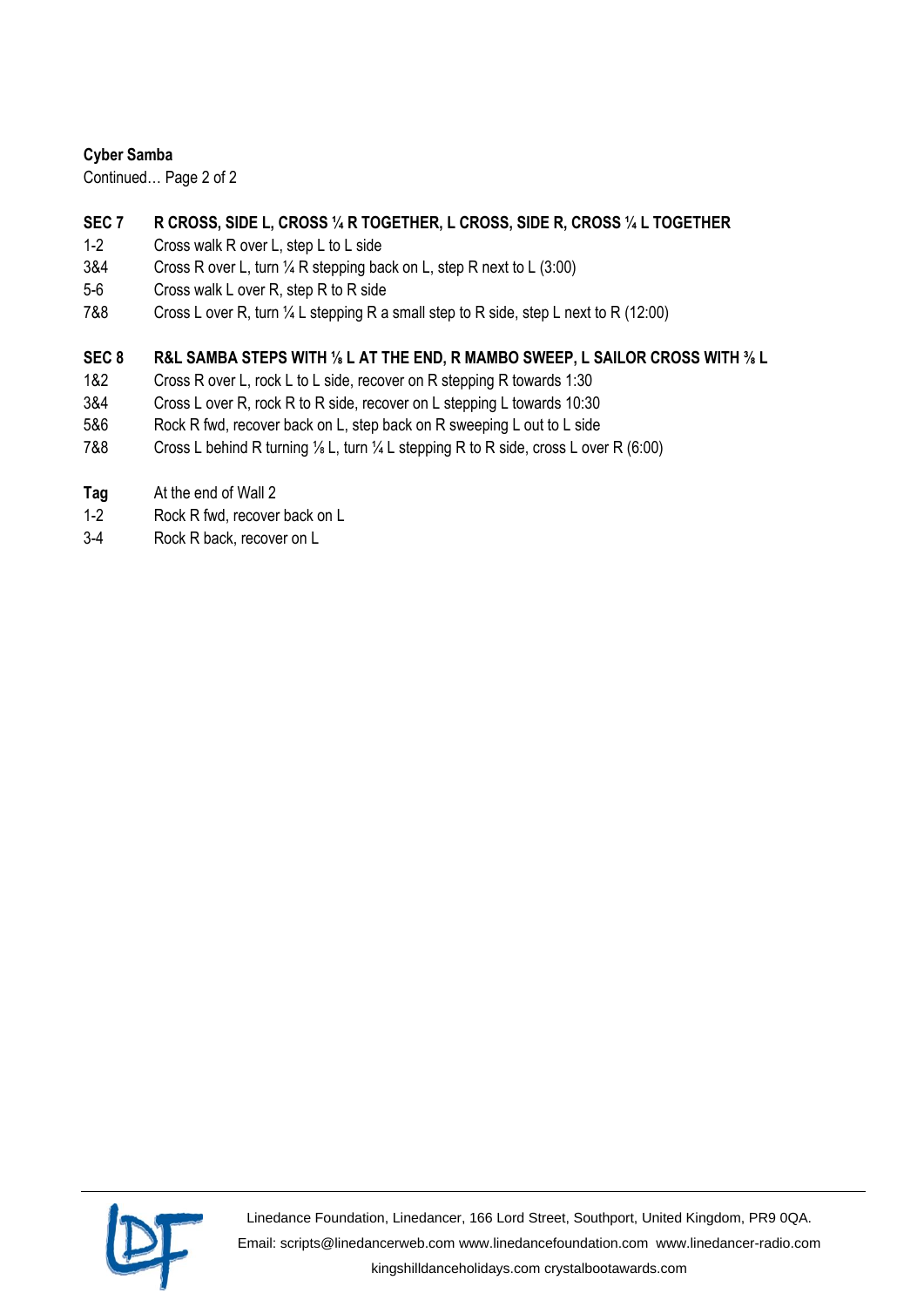**Cyber Samba**
Continued… Page 2 of 2

| | |
|---|---|
| **SEC 7** | **R CROSS, SIDE L, CROSS ¼ R TOGETHER, L CROSS, SIDE R, CROSS ¼ L TOGETHER** |
| 1-2 | Cross walk R over L, step L to L side |
| 3&4 | Cross R over L, turn ¼ R stepping back on L, step R next to L (3:00) |
| 5-6 | Cross walk L over R, step R to R side |
| 7&8 | Cross L over R, turn ¼ L stepping R a small step to R side, step L next to R (12:00) |

| | |
|---|---|
| **SEC 8** | **R&L SAMBA STEPS WITH ⅛ L AT THE END, R MAMBO SWEEP, L SAILOR CROSS WITH ⅜ L** |
| 1&2 | Cross R over L, rock L to L side, recover on R stepping R towards 1:30 |
| 3&4 | Cross L over R, rock R to R side, recover on L stepping L towards 10:30 |
| 5&6 | Rock R fwd, recover back on L, step back on R sweeping L out to L side |
| 7&8 | Cross L behind R turning ⅛ L, turn ¼ L stepping R to R side, cross L over R (6:00) |

| | |
|---|---|
| **Tag** | At the end of Wall 2 |
| 1-2 | Rock R fwd, recover back on L |
| 3-4 | Rock R back, recover on L |

Linedance Foundation, Linedancer, 166 Lord Street, Southport, United Kingdom, PR9 0QA.
Email: scripts@linedancerweb.com www.linedancefoundation.com www.linedancer-radio.com
kingshilldanceholidays.com crystalbootawards.com